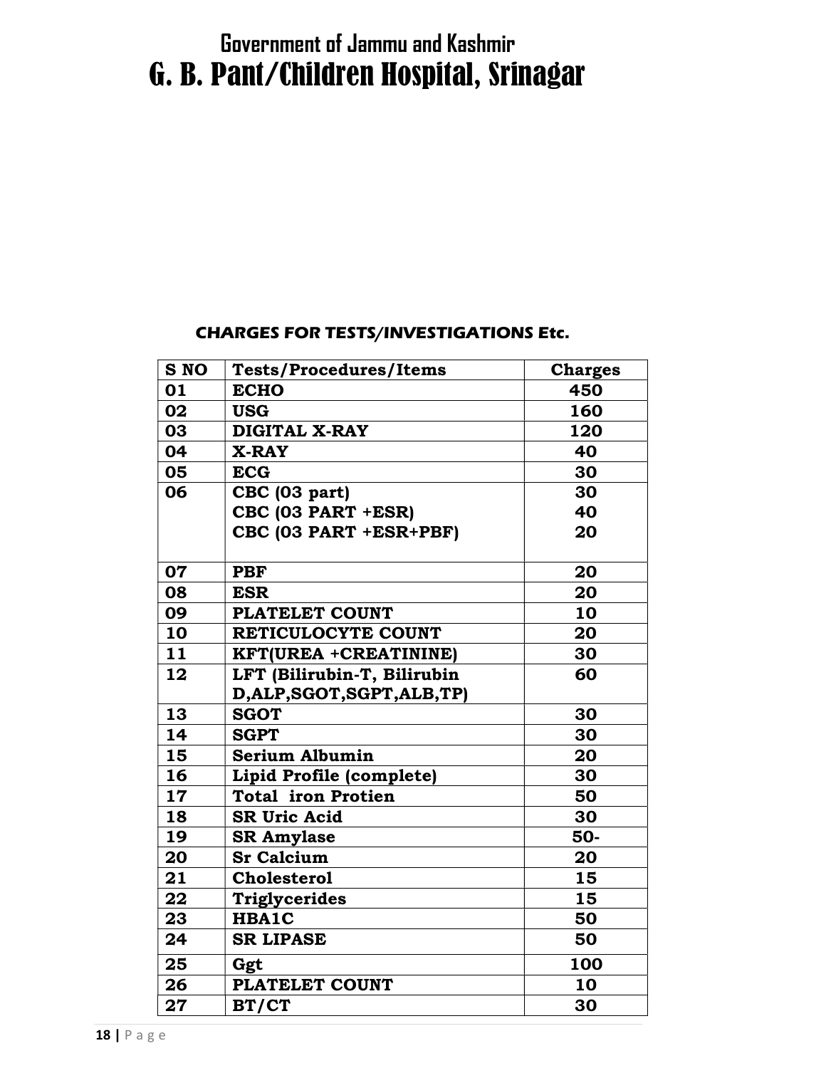# Government of Jammu and Kashmir

# G. B. Pant/Children Hospital, Srinagar

## CHARGES FOR TESTS/INVESTIGATIONS Etc.

| S NO | Tests/Procedures/Items | Charges |
|---|---|---|
| 01 | ECHO | 450 |
| 02 | USG | 160 |
| 03 | DIGITAL X-RAY | 120 |
| 04 | X-RAY | 40 |
| 05 | ECG | 30 |
| 06 | CBC (03 part)<br>CBC (03 PART +ESR)<br>CBC (03 PART +ESR+PBF) | 30<br>40<br>20 |
| 07 | PBF | 20 |
| 08 | ESR | 20 |
| 09 | PLATELET COUNT | 10 |
| 10 | RETICULOCYTE COUNT | 20 |
| 11 | KFT(UREA +CREATININE) | 30 |
| 12 | LFT (Bilirubin-T, Bilirubin D,ALP,SGOT,SGPT,ALB,TP) | 60 |
| 13 | SGOT | 30 |
| 14 | SGPT | 30 |
| 15 | Serium Albumin | 20 |
| 16 | Lipid Profile (complete) | 30 |
| 17 | Total iron Protien | 50 |
| 18 | SR Uric Acid | 30 |
| 19 | SR Amylase | 50- |
| 20 | Sr Calcium | 20 |
| 21 | Cholesterol | 15 |
| 22 | Triglycerides | 15 |
| 23 | HBA1C | 50 |
| 24 | SR LIPASE | 50 |
| 25 | Ggt | 100 |
| 26 | PLATELET COUNT | 10 |
| 27 | BT/CT | 30 |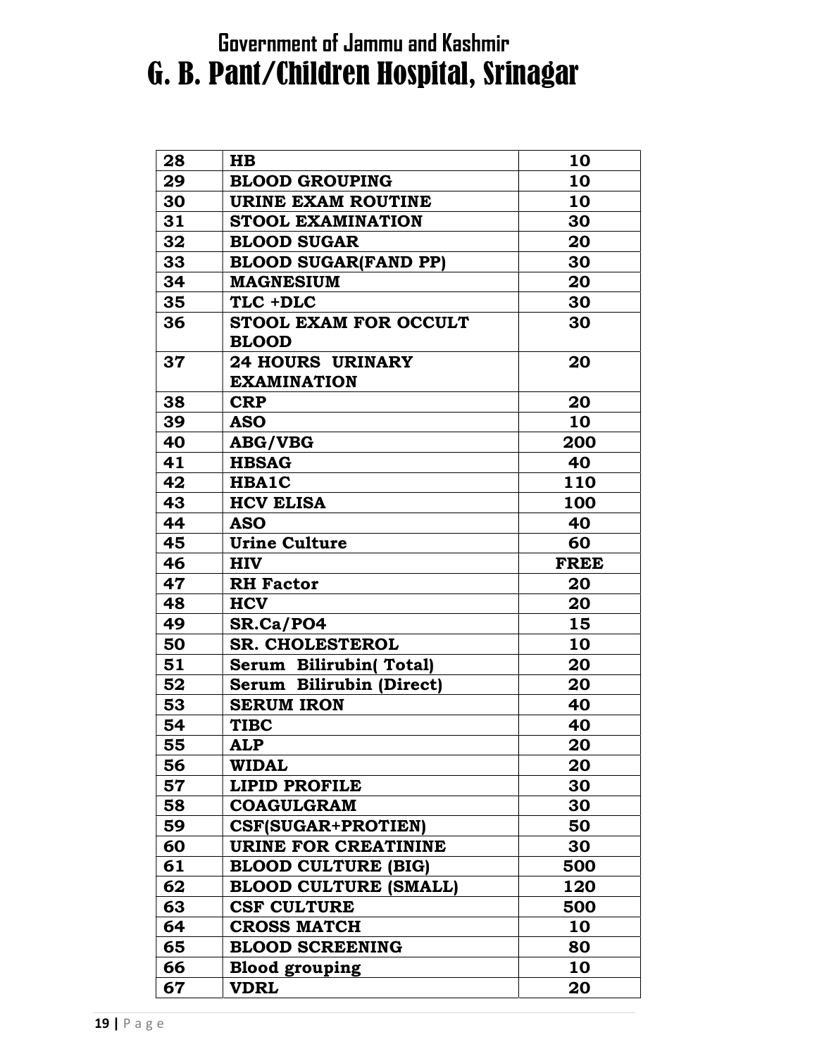# Government of Jammu and Kashmir

# G. B. Pant/Children Hospital, Srinagar

| 28 | HB | 10 |
|---|---|---|
| 29 | BLOOD GROUPING | 10 |
| 30 | URINE EXAM ROUTINE | 10 |
| 31 | STOOL EXAMINATION | 30 |
| 32 | BLOOD SUGAR | 20 |
| 33 | BLOOD SUGAR(FAND PP) | 30 |
| 34 | MAGNESIUM | 20 |
| 35 | TLC +DLC | 30 |
| 36 | STOOL EXAM FOR OCCULT BLOOD | 30 |
| 37 | 24 HOURS URINARY EXAMINATION | 20 |
| 38 | CRP | 20 |
| 39 | ASO | 10 |
| 40 | ABG/VBG | 200 |
| 41 | HBSAG | 40 |
| 42 | HBA1C | 110 |
| 43 | HCV ELISA | 100 |
| 44 | ASO | 40 |
| 45 | Urine Culture | 60 |
| 46 | HIV | FREE |
| 47 | RH Factor | 20 |
| 48 | HCV | 20 |
| 49 | SR.Ca/PO4 | 15 |
| 50 | SR. CHOLESTEROL | 10 |
| 51 | Serum Bilirubin( Total) | 20 |
| 52 | Serum Bilirubin (Direct) | 20 |
| 53 | SERUM IRON | 40 |
| 54 | TIBC | 40 |
| 55 | ALP | 20 |
| 56 | WIDAL | 20 |
| 57 | LIPID PROFILE | 30 |
| 58 | COAGULGRAM | 30 |
| 59 | CSF(SUGAR+PROTIEN) | 50 |
| 60 | URINE FOR CREATININE | 30 |
| 61 | BLOOD CULTURE (BIG) | 500 |
| 62 | BLOOD CULTURE (SMALL) | 120 |
| 63 | CSF CULTURE | 500 |
| 64 | CROSS MATCH | 10 |
| 65 | BLOOD SCREENING | 80 |
| 66 | Blood grouping | 10 |
| 67 | VDRL | 20 |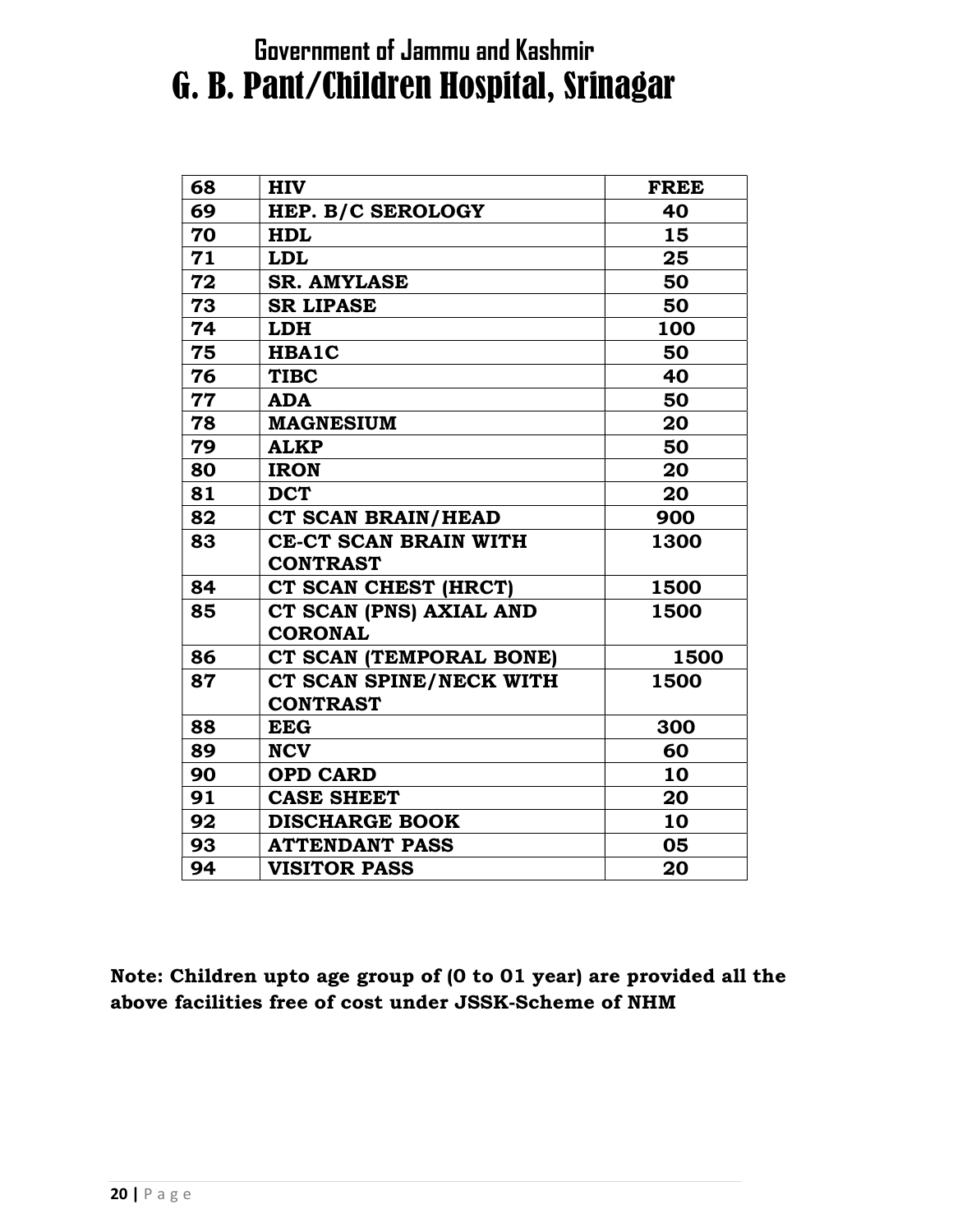# Government of Jammu and Kashmir

# G. B. Pant/Children Hospital, Srinagar

| | | |
|---|---|---|
| 68 | HIV | FREE |
| 69 | HEP. B/C SEROLOGY | 40 |
| 70 | HDL | 15 |
| 71 | LDL | 25 |
| 72 | SR. AMYLASE | 50 |
| 73 | SR LIPASE | 50 |
| 74 | LDH | 100 |
| 75 | HBA1C | 50 |
| 76 | TIBC | 40 |
| 77 | ADA | 50 |
| 78 | MAGNESIUM | 20 |
| 79 | ALKP | 50 |
| 80 | IRON | 20 |
| 81 | DCT | 20 |
| 82 | CT SCAN BRAIN/HEAD | 900 |
| 83 | CE-CT SCAN BRAIN WITH CONTRAST | 1300 |
| 84 | CT SCAN CHEST (HRCT) | 1500 |
| 85 | CT SCAN (PNS) AXIAL AND CORONAL | 1500 |
| 86 | CT SCAN (TEMPORAL BONE) | 1500 |
| 87 | CT SCAN SPINE/NECK WITH CONTRAST | 1500 |
| 88 | EEG | 300 |
| 89 | NCV | 60 |
| 90 | OPD CARD | 10 |
| 91 | CASE SHEET | 20 |
| 92 | DISCHARGE BOOK | 10 |
| 93 | ATTENDANT PASS | 05 |
| 94 | VISITOR PASS | 20 |

**Note: Children upto age group of (0 to 01 year) are provided all the above facilities free of cost under JSSK-Scheme of NHM**